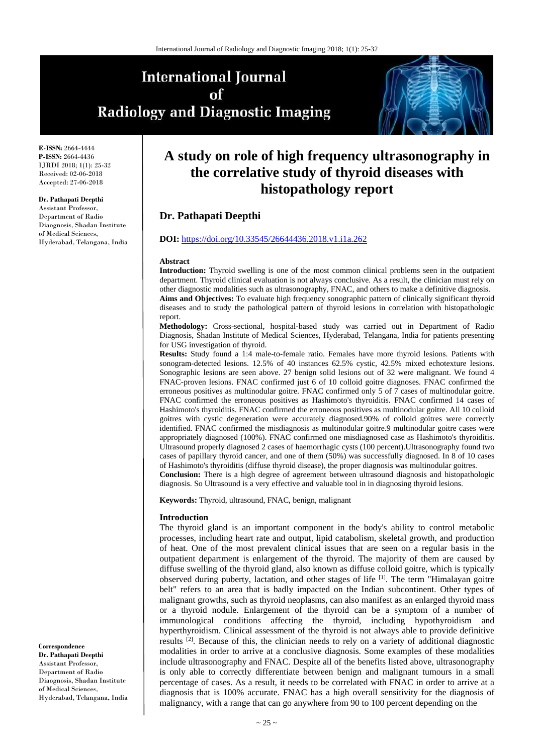# International Journal of Radiology and Diagnostic Imaging

**E-ISSN:** 2664-4444
**P-ISSN:** 2664-4436
IJRDI 2018; 1(1): 25-32
Received: 02-06-2018
Accepted: 27-06-2018

**Dr. Pathapati Deepthi**
Assistant Professor, Department of Radio Diaognosis, Shadan Institute of Medical Sciences, Hyderabad, Telangana, India

**Correspondence**
**Dr. Pathapati Deepthi**
Assistant Professor, Department of Radio Diaognosis, Shadan Institute of Medical Sciences, Hyderabad, Telangana, India

# A study on role of high frequency ultrasonography in the correlative study of thyroid diseases with histopathology report

## Dr. Pathapati Deepthi

**DOI:** https://doi.org/10.33545/26644436.2018.v1.i1a.262

### Abstract

**Introduction:** Thyroid swelling is one of the most common clinical problems seen in the outpatient department. Thyroid clinical evaluation is not always conclusive. As a result, the clinician must rely on other diagnostic modalities such as ultrasonography, FNAC, and others to make a definitive diagnosis.

**Aims and Objectives:** To evaluate high frequency sonographic pattern of clinically significant thyroid diseases and to study the pathological pattern of thyroid lesions in correlation with histopathologic report.

**Methodology:** Cross-sectional, hospital-based study was carried out in Department of Radio Diagnosis, Shadan Institute of Medical Sciences, Hyderabad, Telangana, India for patients presenting for USG investigation of thyroid.

**Results:** Study found a 1:4 male-to-female ratio. Females have more thyroid lesions. Patients with sonogram-detected lesions. 12.5% of 40 instances 62.5% cystic, 42.5% mixed echotexture lesions. Sonographic lesions are seen above. 27 benign solid lesions out of 32 were malignant. We found 4 FNAC-proven lesions. FNAC confirmed just 6 of 10 colloid goitre diagnoses. FNAC confirmed the erroneous positives as multinodular goitre. FNAC confirmed only 5 of 7 cases of multinodular goitre. FNAC confirmed the erroneous positives as Hashimoto's thyroiditis. FNAC confirmed 14 cases of Hashimoto's thyroiditis. FNAC confirmed the erroneous positives as multinodular goitre. All 10 colloid goitres with cystic degeneration were accurately diagnosed.90% of colloid goitres were correctly identified. FNAC confirmed the misdiagnosis as multinodular goitre.9 multinodular goitre cases were appropriately diagnosed (100%). FNAC confirmed one misdiagnosed case as Hashimoto's thyroiditis. Ultrasound properly diagnosed 2 cases of haemorrhagic cysts (100 percent).Ultrasonography found two cases of papillary thyroid cancer, and one of them (50%) was successfully diagnosed. In 8 of 10 cases of Hashimoto's thyroiditis (diffuse thyroid disease), the proper diagnosis was multinodular goitres.

**Conclusion:** There is a high degree of agreement between ultrasound diagnosis and histopathologic diagnosis. So Ultrasound is a very effective and valuable tool in in diagnosing thyroid lesions.

**Keywords:** Thyroid, ultrasound, FNAC, benign, malignant

### Introduction

The thyroid gland is an important component in the body's ability to control metabolic processes, including heart rate and output, lipid catabolism, skeletal growth, and production of heat. One of the most prevalent clinical issues that are seen on a regular basis in the outpatient department is enlargement of the thyroid. The majority of them are caused by diffuse swelling of the thyroid gland, also known as diffuse colloid goitre, which is typically observed during puberty, lactation, and other stages of life [1]. The term "Himalayan goitre belt" refers to an area that is badly impacted on the Indian subcontinent. Other types of malignant growths, such as thyroid neoplasms, can also manifest as an enlarged thyroid mass or a thyroid nodule. Enlargement of the thyroid can be a symptom of a number of immunological conditions affecting the thyroid, including hypothyroidism and hyperthyroidism. Clinical assessment of the thyroid is not always able to provide definitive results [2]. Because of this, the clinician needs to rely on a variety of additional diagnostic modalities in order to arrive at a conclusive diagnosis. Some examples of these modalities include ultrasonography and FNAC. Despite all of the benefits listed above, ultrasonography is only able to correctly differentiate between benign and malignant tumours in a small percentage of cases. As a result, it needs to be correlated with FNAC in order to arrive at a diagnosis that is 100% accurate. FNAC has a high overall sensitivity for the diagnosis of malignancy, with a range that can go anywhere from 90 to 100 percent depending on the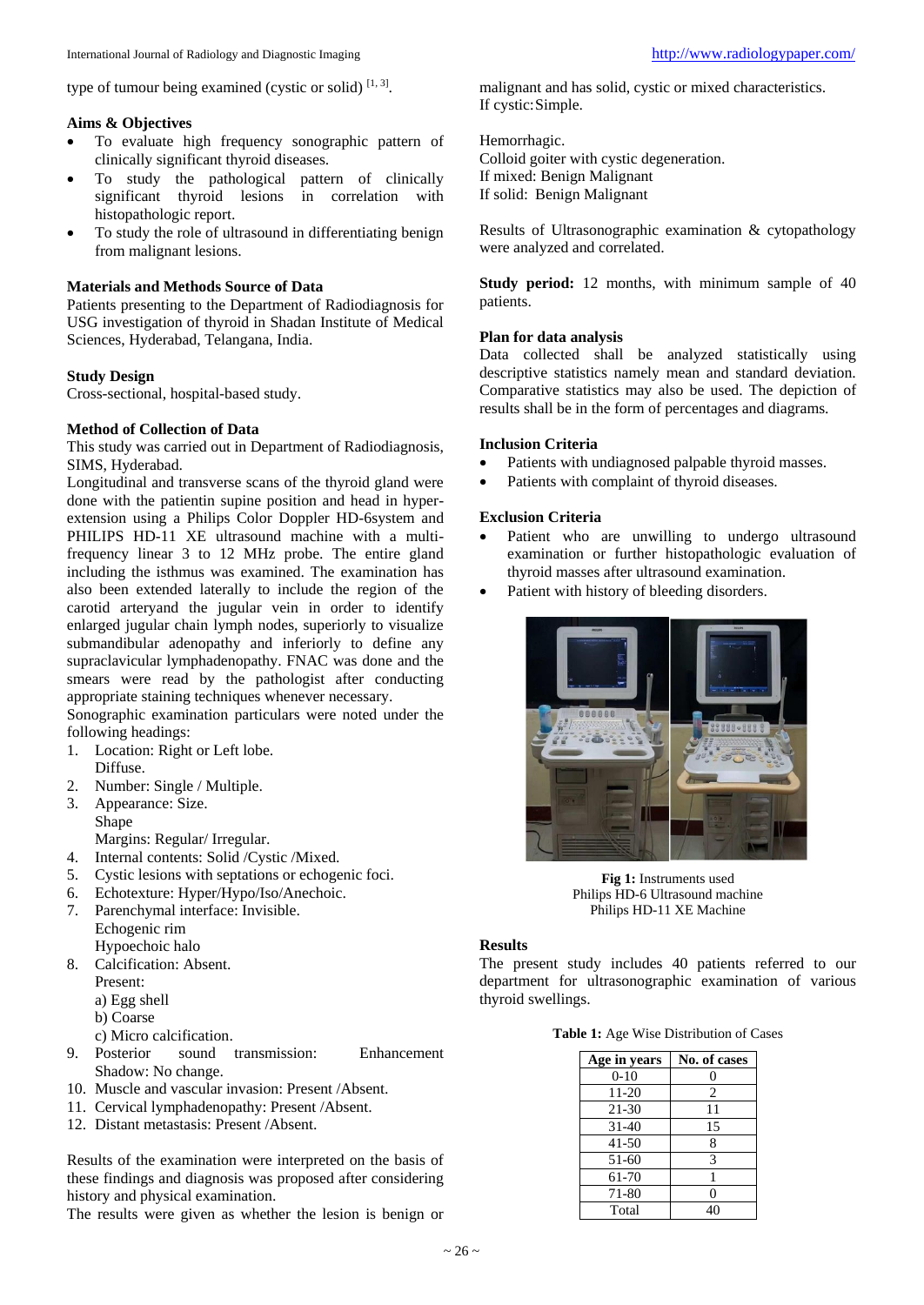type of tumour being examined (cystic or solid) [1, 3].

### Aims & Objectives

- To evaluate high frequency sonographic pattern of clinically significant thyroid diseases.
- To study the pathological pattern of clinically significant thyroid lesions in correlation with histopathologic report.
- To study the role of ultrasound in differentiating benign from malignant lesions.

### Materials and Methods Source of Data

Patients presenting to the Department of Radiodiagnosis for USG investigation of thyroid in Shadan Institute of Medical Sciences, Hyderabad, Telangana, India.

### Study Design

Cross-sectional, hospital-based study.

### Method of Collection of Data

This study was carried out in Department of Radiodiagnosis, SIMS, Hyderabad.

Longitudinal and transverse scans of the thyroid gland were done with the patientin supine position and head in hyper-extension using a Philips Color Doppler HD-6system and PHILIPS HD-11 XE ultrasound machine with a multi-frequency linear 3 to 12 MHz probe. The entire gland including the isthmus was examined. The examination has also been extended laterally to include the region of the carotid arteryand the jugular vein in order to identify enlarged jugular chain lymph nodes, superiorly to visualize submandibular adenopathy and inferiorly to define any supraclavicular lymphadenopathy. FNAC was done and the smears were read by the pathologist after conducting appropriate staining techniques whenever necessary.

Sonographic examination particulars were noted under the following headings:

1. Location: Right or Left lobe.
   Diffuse.
2. Number: Single / Multiple.
3. Appearance: Size.
   Shape
   Margins: Regular/ Irregular.
4. Internal contents: Solid /Cystic /Mixed.
5. Cystic lesions with septations or echogenic foci.
6. Echotexture: Hyper/Hypo/Iso/Anechoic.
7. Parenchymal interface: Invisible.
   Echogenic rim
   Hypoechoic halo
8. Calcification: Absent.
   Present:
   a) Egg shell
   b) Coarse
   c) Micro calcification.
9. Posterior sound transmission: Enhancement
   Shadow: No change.
10. Muscle and vascular invasion: Present /Absent.
11. Cervical lymphadenopathy: Present /Absent.
12. Distant metastasis: Present /Absent.

Results of the examination were interpreted on the basis of these findings and diagnosis was proposed after considering history and physical examination.

The results were given as whether the lesion is benign or malignant and has solid, cystic or mixed characteristics.

If cystic: Simple.

Hemorrhagic.
Colloid goiter with cystic degeneration.
If mixed: Benign Malignant
If solid: Benign Malignant

Results of Ultrasonographic examination & cytopathology were analyzed and correlated.

**Study period:** 12 months, with minimum sample of 40 patients.

### Plan for data analysis

Data collected shall be analyzed statistically using descriptive statistics namely mean and standard deviation. Comparative statistics may also be used. The depiction of results shall be in the form of percentages and diagrams.

### Inclusion Criteria

- Patients with undiagnosed palpable thyroid masses.
- Patients with complaint of thyroid diseases.

### Exclusion Criteria

- Patient who are unwilling to undergo ultrasound examination or further histopathologic evaluation of thyroid masses after ultrasound examination.
- Patient with history of bleeding disorders.

**Fig 1:** Instruments used
Philips HD-6 Ultrasound machine
Philips HD-11 XE Machine

### Results

The present study includes 40 patients referred to our department for ultrasonographic examination of various thyroid swellings.

**Table 1:** Age Wise Distribution of Cases

| Age in years | No. of cases |
|---|---|
| 0-10 | 0 |
| 11-20 | 2 |
| 21-30 | 11 |
| 31-40 | 15 |
| 41-50 | 8 |
| 51-60 | 3 |
| 61-70 | 1 |
| 71-80 | 0 |
| Total | 40 |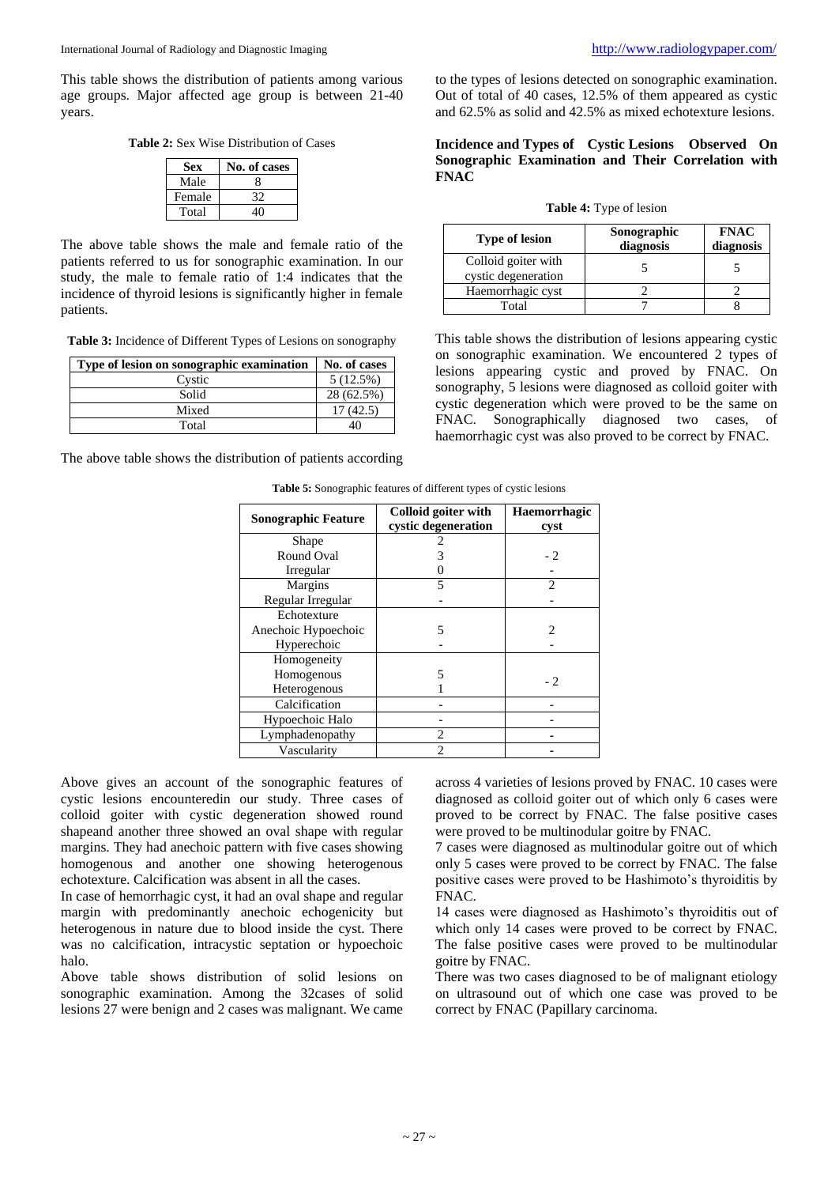This table shows the distribution of patients among various age groups. Major affected age group is between 21-40 years.

**Table 2:** Sex Wise Distribution of Cases

| Sex | No. of cases |
|---|---|
| Male | 8 |
| Female | 32 |
| Total | 40 |

The above table shows the male and female ratio of the patients referred to us for sonographic examination. In our study, the male to female ratio of 1:4 indicates that the incidence of thyroid lesions is significantly higher in female patients.

**Table 3:** Incidence of Different Types of Lesions on sonography

| Type of lesion on sonographic examination | No. of cases |
|---|---|
| Cystic | 5 (12.5%) |
| Solid | 28 (62.5%) |
| Mixed | 17 (42.5) |
| Total | 40 |

The above table shows the distribution of patients according to the types of lesions detected on sonographic examination. Out of total of 40 cases, 12.5% of them appeared as cystic and 62.5% as solid and 42.5% as mixed echotexture lesions.

**Incidence and Types of Cystic Lesions Observed On Sonographic Examination and Their Correlation with FNAC**

**Table 4:** Type of lesion

| Type of lesion | Sonographic diagnosis | FNAC diagnosis |
|---|---|---|
| Colloid goiter with cystic degeneration | 5 | 5 |
| Haemorrhagic cyst | 2 | 2 |
| Total | 7 | 8 |

This table shows the distribution of lesions appearing cystic on sonographic examination. We encountered 2 types of lesions appearing cystic and proved by FNAC. On sonography, 5 lesions were diagnosed as colloid goiter with cystic degeneration which were proved to be the same on FNAC. Sonographically diagnosed two cases, of haemorrhagic cyst was also proved to be correct by FNAC.

**Table 5:** Sonographic features of different types of cystic lesions

| Sonographic Feature | Colloid goiter with cystic degeneration | Haemorrhagic cyst |
|---|---|---|
| Shape | 2 | |
| Round Oval | 3 | - 2 |
| Irregular | 0 | - |
| Margins | 5 | 2 |
| Regular Irregular | - | - |
| Echotexture | | |
| Anechoic Hypoechoic | 5 | 2 |
| Hyperechoic | - | - |
| Homogeneity | | |
| Homogenous | 5 | - 2 |
| Heterogenous | 1 | |
| Calcification | - | - |
| Hypoechoic Halo | - | - |
| Lymphadenopathy | 2 | - |
| Vascularity | 2 | - |

Above gives an account of the sonographic features of cystic lesions encounteredin our study. Three cases of colloid goiter with cystic degeneration showed round shapeand another three showed an oval shape with regular margins. They had anechoic pattern with five cases showing homogenous and another one showing heterogenous echotexture. Calcification was absent in all the cases.

In case of hemorrhagic cyst, it had an oval shape and regular margin with predominantly anechoic echogenicity but heterogenous in nature due to blood inside the cyst. There was no calcification, intracystic septation or hypoechoic halo.

Above table shows distribution of solid lesions on sonographic examination. Among the 32cases of solid lesions 27 were benign and 2 cases was malignant. We came across 4 varieties of lesions proved by FNAC. 10 cases were diagnosed as colloid goiter out of which only 6 cases were proved to be correct by FNAC. The false positive cases were proved to be multinodular goitre by FNAC.

7 cases were diagnosed as multinodular goitre out of which only 5 cases were proved to be correct by FNAC. The false positive cases were proved to be Hashimoto's thyroiditis by FNAC.

14 cases were diagnosed as Hashimoto's thyroiditis out of which only 14 cases were proved to be correct by FNAC. The false positive cases were proved to be multinodular goitre by FNAC.

There was two cases diagnosed to be of malignant etiology on ultrasound out of which one case was proved to be correct by FNAC (Papillary carcinoma.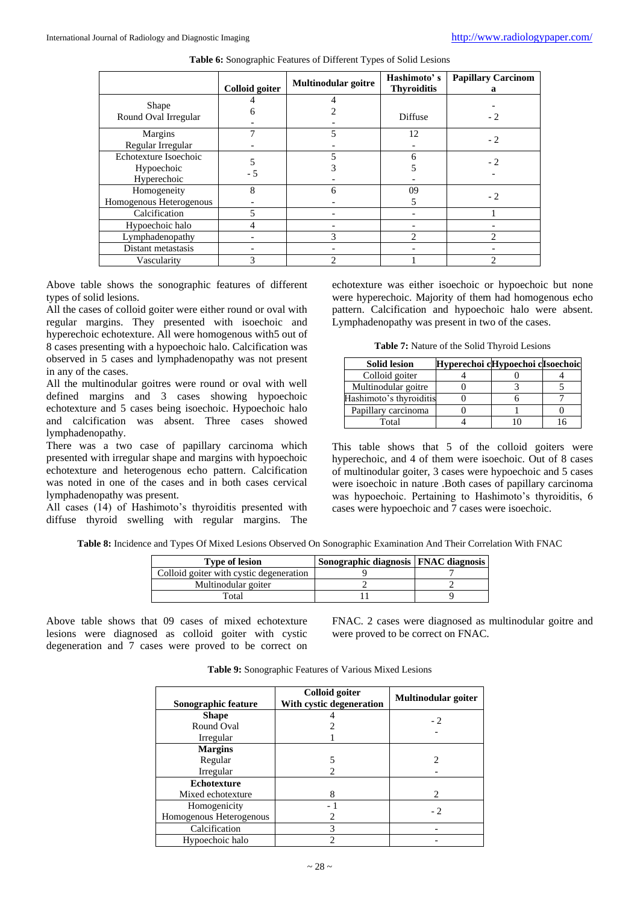**Table 6:** Sonographic Features of Different Types of Solid Lesions

| | Colloid goiter | Multinodular goitre | Hashimoto' s Thyroiditis | Papillary Carcinoma |
|---|---|---|---|---|
| Shape<br>Round Oval Irregular | 4<br>6<br>- | 4<br>2<br>- | Diffuse | -<br>- 2 |
| Margins<br>Regular Irregular | 7<br>- | 5<br>- | 12<br>- | - 2 |
| Echotexture Isoechoic<br>Hypoechoic<br>Hyperechoic | 5<br>- 5 | 5<br>3<br>- | 6<br>5<br>- | - 2<br>- |
| Homogeneity<br>Homogenous Heterogenous | 8<br>- | 6<br>- | 09<br>5 | - 2 |
| Calcification | 5 | - | - | 1 |
| Hypoechoic halo | 4 | - | - | - |
| Lymphadenopathy | - | 3 | 2 | 2 |
| Distant metastasis | - | - | - | - |
| Vascularity | 3 | 2 | 1 | 2 |

Above table shows the sonographic features of different types of solid lesions.

All the cases of colloid goiter were either round or oval with regular margins. They presented with isoechoic and hyperechoic echotexture. All were homogenous with5 out of 8 cases presenting with a hypoechoic halo. Calcification was observed in 5 cases and lymphadenopathy was not present in any of the cases.

All the multinodular goitres were round or oval with well defined margins and 3 cases showing hypoechoic echotexture and 5 cases being isoechoic. Hypoechoic halo and calcification was absent. Three cases showed lymphadenopathy.

There was a two case of papillary carcinoma which presented with irregular shape and margins with hypoechoic echotexture and heterogenous echo pattern. Calcification was noted in one of the cases and in both cases cervical lymphadenopathy was present.

All cases (14) of Hashimoto's thyroiditis presented with diffuse thyroid swelling with regular margins. The echotexture was either isoechoic or hypoechoic but none were hyperechoic. Majority of them had homogenous echo pattern. Calcification and hypoechoic halo were absent. Lymphadenopathy was present in two of the cases.

**Table 7:** Nature of the Solid Thyroid Lesions

| Solid lesion | Hyperechoic | Hypoechoic | Isoechoic |
|---|---|---|---|
| Colloid goiter | 4 | 0 | 4 |
| Multinodular goitre | 0 | 3 | 5 |
| Hashimoto's thyroiditis | 0 | 6 | 7 |
| Papillary carcinoma | 0 | 1 | 0 |
| Total | 4 | 10 | 16 |

This table shows that 5 of the colloid goiters were hyperechoic, and 4 of them were isoechoic. Out of 8 cases of multinodular goiter, 3 cases were hypoechoic and 5 cases were isoechoic in nature .Both cases of papillary carcinoma was hypoechoic. Pertaining to Hashimoto's thyroiditis, 6 cases were hypoechoic and 7 cases were isoechoic.

**Table 8:** Incidence and Types Of Mixed Lesions Observed On Sonographic Examination And Their Correlation With FNAC

| Type of lesion | Sonographic diagnosis | FNAC diagnosis |
|---|---|---|
| Colloid goiter with cystic degeneration | 9 | 7 |
| Multinodular goiter | 2 | 2 |
| Total | 11 | 9 |

Above table shows that 09 cases of mixed echotexture lesions were diagnosed as colloid goiter with cystic degeneration and 7 cases were proved to be correct on FNAC. 2 cases were diagnosed as multinodular goitre and were proved to be correct on FNAC.

**Table 9:** Sonographic Features of Various Mixed Lesions

| Sonographic feature | Colloid goiter With cystic degeneration | Multinodular goiter |
|---|---|---|
| **Shape**<br>Round Oval<br>Irregular | 4<br>2<br>1 | - 2<br>- |
| **Margins**<br>Regular<br>Irregular | <br>5<br>2 | <br>2<br>- |
| **Echotexture**<br>Mixed echotexture | <br>8 | <br>2 |
| Homogenicity<br>Homogenous Heterogenous | - 1<br>2 | - 2 |
| Calcification | 3 | - |
| Hypoechoic halo | 2 | - |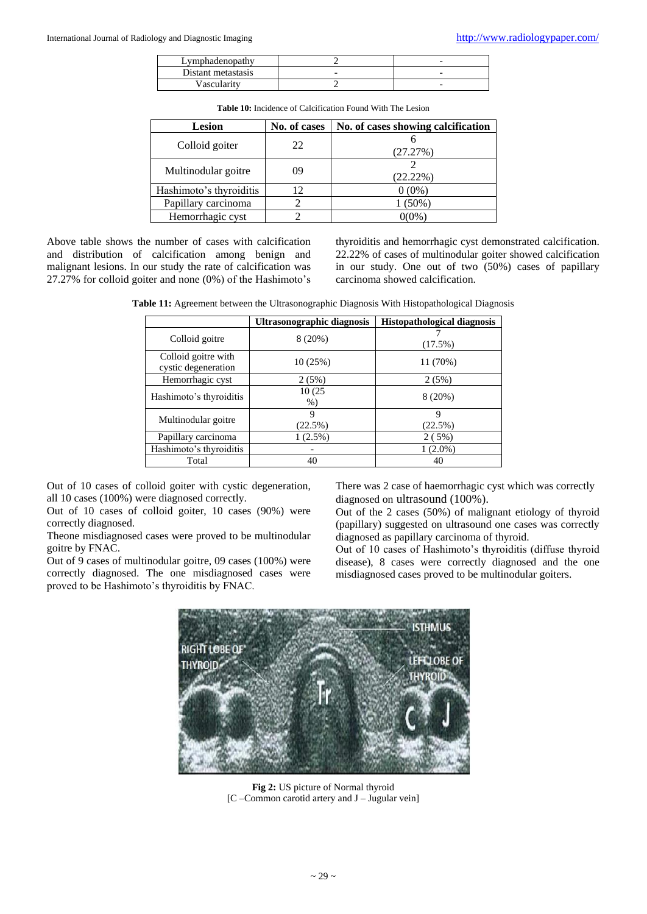| | | |
|---|---|---|
| Lymphadenopathy | 2 | - |
| Distant metastasis | - | - |
| Vascularity | 2 | - |

**Table 10:** Incidence of Calcification Found With The Lesion

| Lesion | No. of cases | No. of cases showing calcification |
|---|---|---|
| Colloid goiter | 22 | 6 (27.27%) |
| Multinodular goitre | 09 | 2 (22.22%) |
| Hashimoto's thyroiditis | 12 | 0 (0%) |
| Papillary carcinoma | 2 | 1 (50%) |
| Hemorrhagic cyst | 2 | 0(0%) |

Above table shows the number of cases with calcification and distribution of calcification among benign and malignant lesions. In our study the rate of calcification was 27.27% for colloid goiter and none (0%) of the Hashimoto's thyroiditis and hemorrhagic cyst demonstrated calcification. 22.22% of cases of multinodular goiter showed calcification in our study. One out of two (50%) cases of papillary carcinoma showed calcification.

**Table 11:** Agreement between the Ultrasonographic Diagnosis With Histopathological Diagnosis

| | Ultrasonographic diagnosis | Histopathological diagnosis |
|---|---|---|
| Colloid goitre | 8 (20%) | 7 (17.5%) |
| Colloid goitre with cystic degeneration | 10 (25%) | 11 (70%) |
| Hemorrhagic cyst | 2 (5%) | 2 (5%) |
| Hashimoto's thyroiditis | 10 (25 %) | 8 (20%) |
| Multinodular goitre | 9 (22.5%) | 9 (22.5%) |
| Papillary carcinoma | 1 (2.5%) | 2 ( 5%) |
| Hashimoto's thyroiditis | - | 1 (2.0%) |
| Total | 40 | 40 |

Out of 10 cases of colloid goiter with cystic degeneration, all 10 cases (100%) were diagnosed correctly.

Out of 10 cases of colloid goiter, 10 cases (90%) were correctly diagnosed.

Theone misdiagnosed cases were proved to be multinodular goitre by FNAC.

Out of 9 cases of multinodular goitre, 09 cases (100%) were correctly diagnosed. The one misdiagnosed cases were proved to be Hashimoto's thyroiditis by FNAC.

There was 2 case of haemorrhagic cyst which was correctly diagnosed on ultrasound (100%).

Out of the 2 cases (50%) of malignant etiology of thyroid (papillary) suggested on ultrasound one cases was correctly diagnosed as papillary carcinoma of thyroid.

Out of 10 cases of Hashimoto's thyroiditis (diffuse thyroid disease), 8 cases were correctly diagnosed and the one misdiagnosed cases proved to be multinodular goiters.

**Fig 2:** US picture of Normal thyroid
[C –Common carotid artery and J – Jugular vein]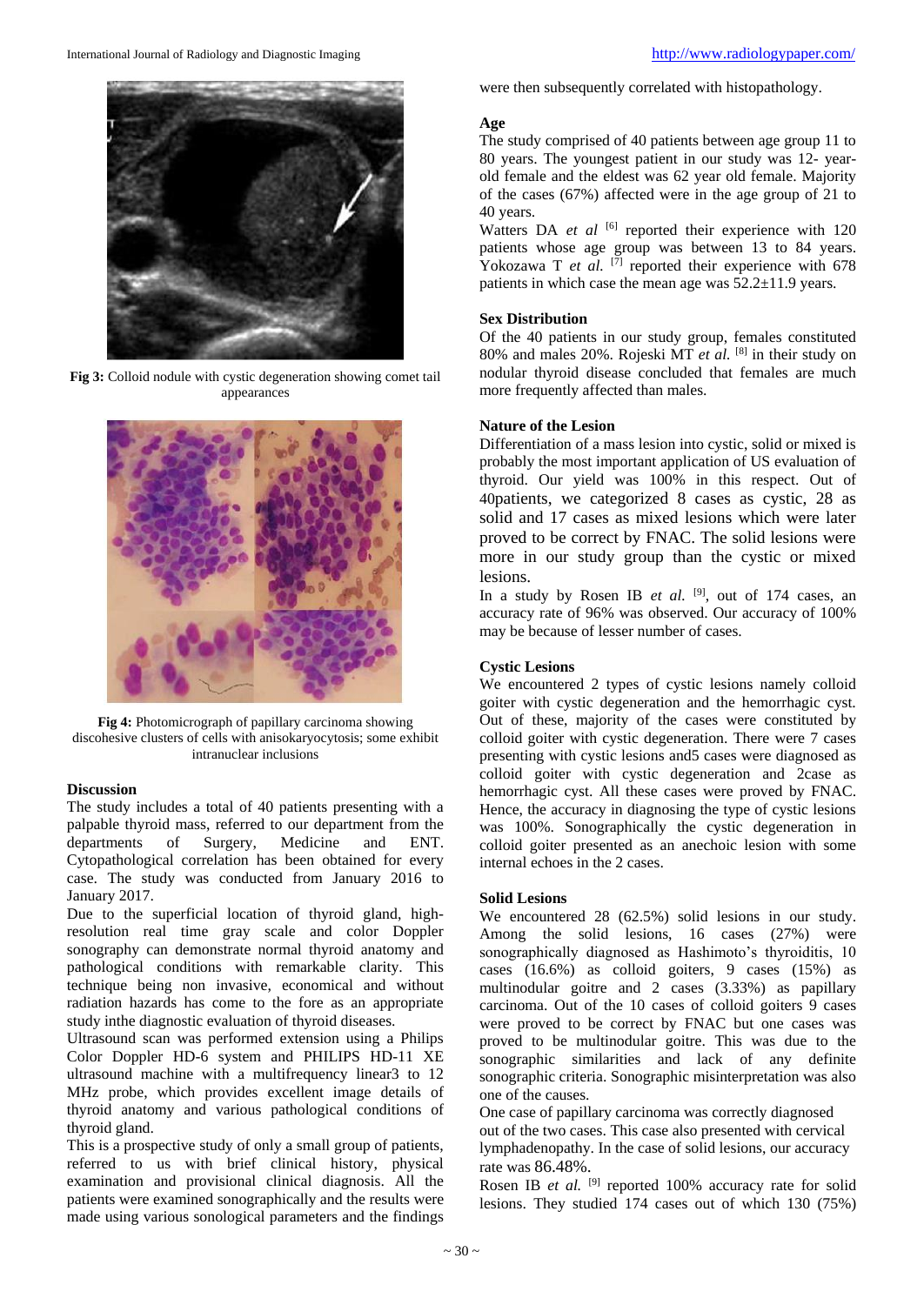Fig 3: Colloid nodule with cystic degeneration showing comet tail appearances

Fig 4: Photomicrograph of papillary carcinoma showing discohesive clusters of cells with anisokaryocytosis; some exhibit intranuclear inclusions

## Discussion

The study includes a total of 40 patients presenting with a palpable thyroid mass, referred to our department from the departments of Surgery, Medicine and ENT. Cytopathological correlation has been obtained for every case. The study was conducted from January 2016 to January 2017.

Due to the superficial location of thyroid gland, high-resolution real time gray scale and color Doppler sonography can demonstrate normal thyroid anatomy and pathological conditions with remarkable clarity. This technique being non invasive, economical and without radiation hazards has come to the fore as an appropriate study inthe diagnostic evaluation of thyroid diseases.

Ultrasound scan was performed extension using a Philips Color Doppler HD-6 system and PHILIPS HD-11 XE ultrasound machine with a multifrequency linear3 to 12 MHz probe, which provides excellent image details of thyroid anatomy and various pathological conditions of thyroid gland.

This is a prospective study of only a small group of patients, referred to us with brief clinical history, physical examination and provisional clinical diagnosis. All the patients were examined sonographically and the results were made using various sonological parameters and the findings were then subsequently correlated with histopathology.

### Age

The study comprised of 40 patients between age group 11 to 80 years. The youngest patient in our study was 12- year-old female and the eldest was 62 year old female. Majority of the cases (67%) affected were in the age group of 21 to 40 years.

Watters DA *et al* [6] reported their experience with 120 patients whose age group was between 13 to 84 years. Yokozawa T *et al.* [7] reported their experience with 678 patients in which case the mean age was 52.2±11.9 years.

### Sex Distribution

Of the 40 patients in our study group, females constituted 80% and males 20%. Rojeski MT *et al.* [8] in their study on nodular thyroid disease concluded that females are much more frequently affected than males.

### Nature of the Lesion

Differentiation of a mass lesion into cystic, solid or mixed is probably the most important application of US evaluation of thyroid. Our yield was 100% in this respect. Out of 40patients, we categorized 8 cases as cystic, 28 as solid and 17 cases as mixed lesions which were later proved to be correct by FNAC. The solid lesions were more in our study group than the cystic or mixed lesions.

In a study by Rosen IB *et al.* [9], out of 174 cases, an accuracy rate of 96% was observed. Our accuracy of 100% may be because of lesser number of cases.

### Cystic Lesions

We encountered 2 types of cystic lesions namely colloid goiter with cystic degeneration and the hemorrhagic cyst. Out of these, majority of the cases were constituted by colloid goiter with cystic degeneration. There were 7 cases presenting with cystic lesions and5 cases were diagnosed as colloid goiter with cystic degeneration and 2case as hemorrhagic cyst. All these cases were proved by FNAC. Hence, the accuracy in diagnosing the type of cystic lesions was 100%. Sonographically the cystic degeneration in colloid goiter presented as an anechoic lesion with some internal echoes in the 2 cases.

### Solid Lesions

We encountered 28 (62.5%) solid lesions in our study. Among the solid lesions, 16 cases (27%) were sonographically diagnosed as Hashimoto's thyroiditis, 10 cases (16.6%) as colloid goiters, 9 cases (15%) as multinodular goitre and 2 cases (3.33%) as papillary carcinoma. Out of the 10 cases of colloid goiters 9 cases were proved to be correct by FNAC but one cases was proved to be multinodular goitre. This was due to the sonographic similarities and lack of any definite sonographic criteria. Sonographic misinterpretation was also one of the causes.

One case of papillary carcinoma was correctly diagnosed out of the two cases. This case also presented with cervical lymphadenopathy. In the case of solid lesions, our accuracy rate was 86.48%.

Rosen IB *et al.* [9] reported 100% accuracy rate for solid lesions. They studied 174 cases out of which 130 (75%)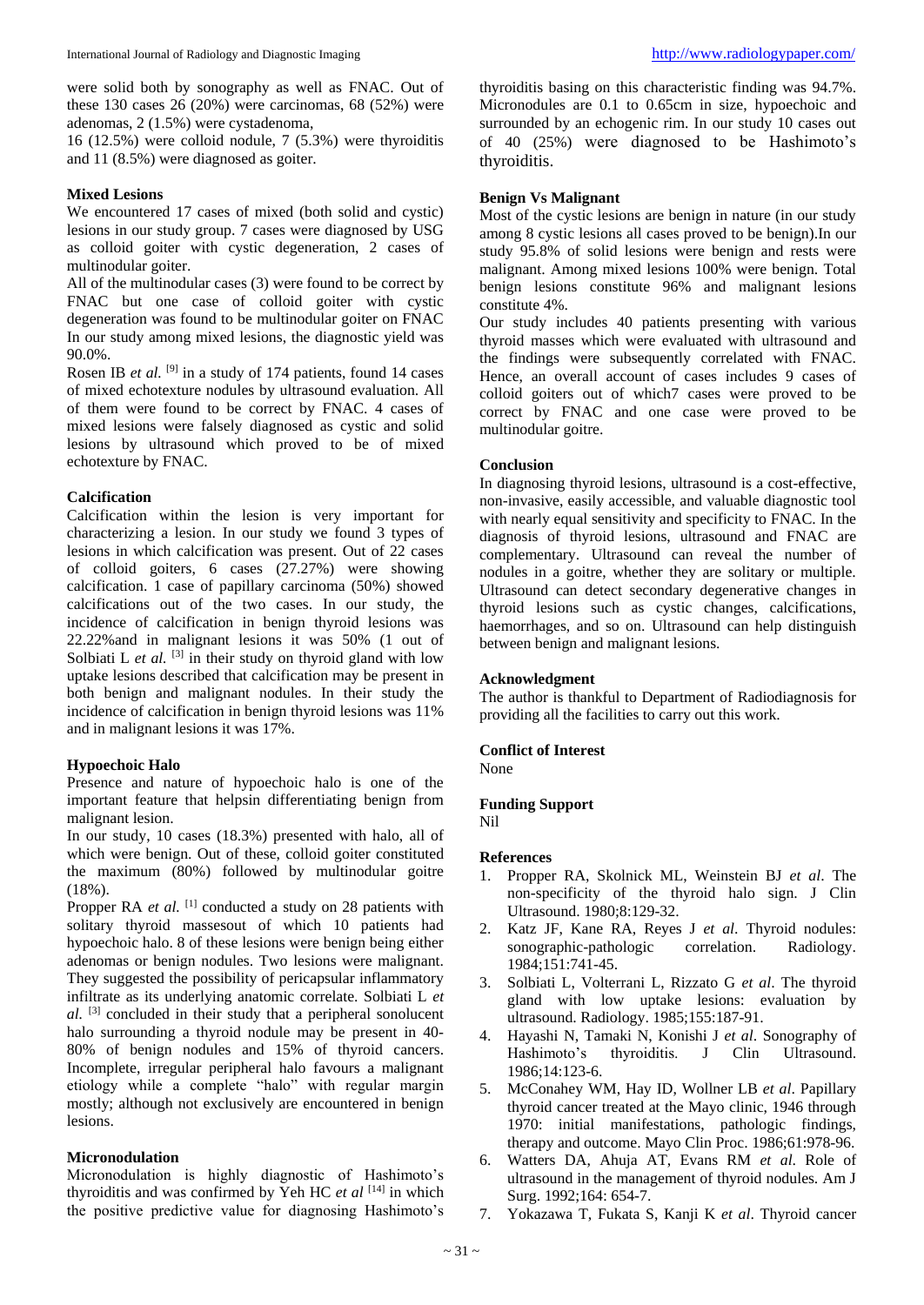were solid both by sonography as well as FNAC. Out of these 130 cases 26 (20%) were carcinomas, 68 (52%) were adenomas, 2 (1.5%) were cystadenoma,
16 (12.5%) were colloid nodule, 7 (5.3%) were thyroiditis and 11 (8.5%) were diagnosed as goiter.

**Mixed Lesions**

We encountered 17 cases of mixed (both solid and cystic) lesions in our study group. 7 cases were diagnosed by USG as colloid goiter with cystic degeneration, 2 cases of multinodular goiter.

All of the multinodular cases (3) were found to be correct by FNAC but one case of colloid goiter with cystic degeneration was found to be multinodular goiter on FNAC In our study among mixed lesions, the diagnostic yield was 90.0%.

Rosen IB *et al.* [9] in a study of 174 patients, found 14 cases of mixed echotexture nodules by ultrasound evaluation. All of them were found to be correct by FNAC. 4 cases of mixed lesions were falsely diagnosed as cystic and solid lesions by ultrasound which proved to be of mixed echotexture by FNAC.

**Calcification**

Calcification within the lesion is very important for characterizing a lesion. In our study we found 3 types of lesions in which calcification was present. Out of 22 cases of colloid goiters, 6 cases (27.27%) were showing calcification. 1 case of papillary carcinoma (50%) showed calcifications out of the two cases. In our study, the incidence of calcification in benign thyroid lesions was 22.22%and in malignant lesions it was 50% (1 out of Solbiati L *et al.* [3] in their study on thyroid gland with low uptake lesions described that calcification may be present in both benign and malignant nodules. In their study the incidence of calcification in benign thyroid lesions was 11% and in malignant lesions it was 17%.

**Hypoechoic Halo**

Presence and nature of hypoechoic halo is one of the important feature that helpsin differentiating benign from malignant lesion.

In our study, 10 cases (18.3%) presented with halo, all of which were benign. Out of these, colloid goiter constituted the maximum (80%) followed by multinodular goitre (18%).

Propper RA *et al.* [1] conducted a study on 28 patients with solitary thyroid massesout of which 10 patients had hypoechoic halo. 8 of these lesions were benign being either adenomas or benign nodules. Two lesions were malignant. They suggested the possibility of pericapsular inflammatory infiltrate as its underlying anatomic correlate. Solbiati L *et al.* [3] concluded in their study that a peripheral sonolucent halo surrounding a thyroid nodule may be present in 40-80% of benign nodules and 15% of thyroid cancers. Incomplete, irregular peripheral halo favours a malignant etiology while a complete "halo" with regular margin mostly; although not exclusively are encountered in benign lesions.

**Micronodulation**

Micronodulation is highly diagnostic of Hashimoto's thyroiditis and was confirmed by Yeh HC *et al* [14] in which the positive predictive value for diagnosing Hashimoto's thyroiditis basing on this characteristic finding was 94.7%. Micronodules are 0.1 to 0.65cm in size, hypoechoic and surrounded by an echogenic rim. In our study 10 cases out of 40 (25%) were diagnosed to be Hashimoto's thyroiditis.

**Benign Vs Malignant**

Most of the cystic lesions are benign in nature (in our study among 8 cystic lesions all cases proved to be benign).In our study 95.8% of solid lesions were benign and rests were malignant. Among mixed lesions 100% were benign. Total benign lesions constitute 96% and malignant lesions constitute 4%.

Our study includes 40 patients presenting with various thyroid masses which were evaluated with ultrasound and the findings were subsequently correlated with FNAC. Hence, an overall account of cases includes 9 cases of colloid goiters out of which7 cases were proved to be correct by FNAC and one case were proved to be multinodular goitre.

**Conclusion**

In diagnosing thyroid lesions, ultrasound is a cost-effective, non-invasive, easily accessible, and valuable diagnostic tool with nearly equal sensitivity and specificity to FNAC. In the diagnosis of thyroid lesions, ultrasound and FNAC are complementary. Ultrasound can reveal the number of nodules in a goitre, whether they are solitary or multiple. Ultrasound can detect secondary degenerative changes in thyroid lesions such as cystic changes, calcifications, haemorrhages, and so on. Ultrasound can help distinguish between benign and malignant lesions.

**Acknowledgment**

The author is thankful to Department of Radiodiagnosis for providing all the facilities to carry out this work.

**Conflict of Interest**

None

**Funding Support**

Nil

**References**

1. Propper RA, Skolnick ML, Weinstein BJ *et al*. The non-specificity of the thyroid halo sign. J Clin Ultrasound. 1980;8:129-32.
2. Katz JF, Kane RA, Reyes J *et al*. Thyroid nodules: sonographic-pathologic correlation. Radiology. 1984;151:741-45.
3. Solbiati L, Volterrani L, Rizzato G *et al*. The thyroid gland with low uptake lesions: evaluation by ultrasound. Radiology. 1985;155:187-91.
4. Hayashi N, Tamaki N, Konishi J *et al*. Sonography of Hashimoto's thyroiditis. J Clin Ultrasound. 1986;14:123-6.
5. McConahey WM, Hay ID, Wollner LB *et al*. Papillary thyroid cancer treated at the Mayo clinic, 1946 through 1970: initial manifestations, pathologic findings, therapy and outcome. Mayo Clin Proc. 1986;61:978-96.
6. Watters DA, Ahuja AT, Evans RM *et al*. Role of ultrasound in the management of thyroid nodules. Am J Surg. 1992;164: 654-7.
7. Yokazawa T, Fukata S, Kanji K *et al*. Thyroid cancer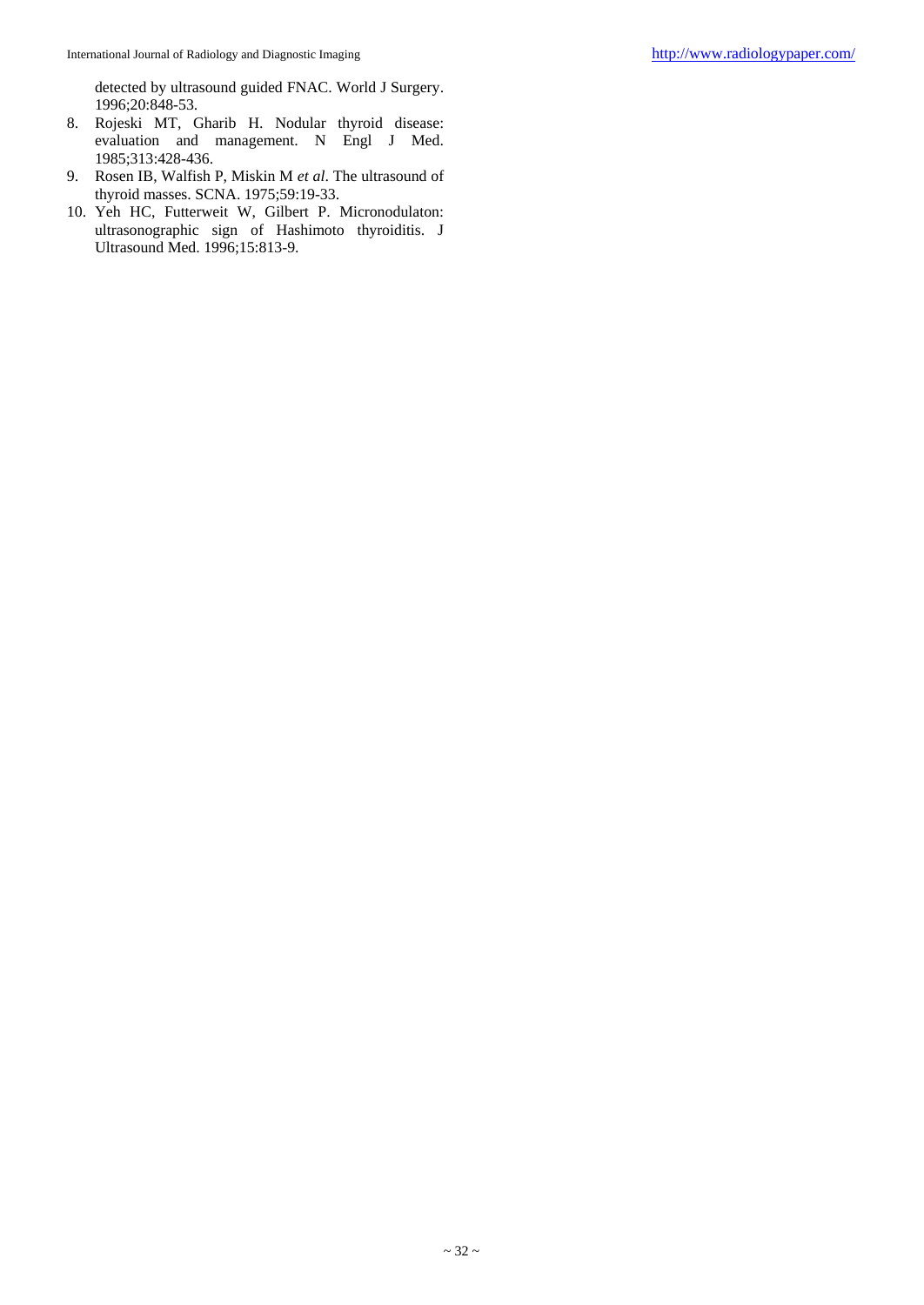detected by ultrasound guided FNAC. World J Surgery. 1996;20:848-53.

8. Rojeski MT, Gharib H. Nodular thyroid disease: evaluation and management. N Engl J Med. 1985;313:428-436.
9. Rosen IB, Walfish P, Miskin M *et al*. The ultrasound of thyroid masses. SCNA. 1975;59:19-33.
10. Yeh HC, Futterweit W, Gilbert P. Micronodulaton: ultrasonographic sign of Hashimoto thyroiditis. J Ultrasound Med. 1996;15:813-9.